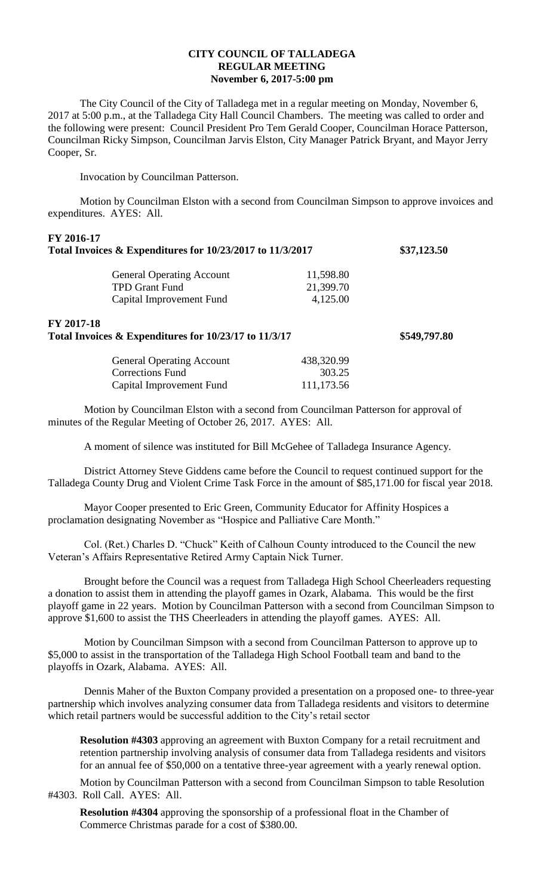# CITY COUNCIL OF TALLADEGA
## REGULAR MEETING
### November 6, 2017-5:00 pm

The City Council of the City of Talladega met in a regular meeting on Monday, November 6, 2017 at 5:00 p.m., at the Talladega City Hall Council Chambers. The meeting was called to order and the following were present: Council President Pro Tem Gerald Cooper, Councilman Horace Patterson, Councilman Ricky Simpson, Councilman Jarvis Elston, City Manager Patrick Bryant, and Mayor Jerry Cooper, Sr.

Invocation by Councilman Patterson.

Motion by Councilman Elston with a second from Councilman Simpson to approve invoices and expenditures. AYES: All.

**FY 2016-17**
**Total Invoices & Expenditures for 10/23/2017 to 11/3/2017** **$37,123.50**

| | | |
|---|---|---|
| General Operating Account | 11,598.80 | |
| TPD Grant Fund | 21,399.70 | |
| Capital Improvement Fund | 4,125.00 | |

**FY 2017-18**
**Total Invoices & Expenditures for 10/23/17 to 11/3/17** **$549,797.80**

| | | |
|---|---|---|
| General Operating Account | 438,320.99 | |
| Corrections Fund | 303.25 | |
| Capital Improvement Fund | 111,173.56 | |

Motion by Councilman Elston with a second from Councilman Patterson for approval of minutes of the Regular Meeting of October 26, 2017. AYES: All.

A moment of silence was instituted for Bill McGehee of Talladega Insurance Agency.

District Attorney Steve Giddens came before the Council to request continued support for the Talladega County Drug and Violent Crime Task Force in the amount of $85,171.00 for fiscal year 2018.

Mayor Cooper presented to Eric Green, Community Educator for Affinity Hospices a proclamation designating November as "Hospice and Palliative Care Month."

Col. (Ret.) Charles D. "Chuck" Keith of Calhoun County introduced to the Council the new Veteran's Affairs Representative Retired Army Captain Nick Turner.

Brought before the Council was a request from Talladega High School Cheerleaders requesting a donation to assist them in attending the playoff games in Ozark, Alabama. This would be the first playoff game in 22 years. Motion by Councilman Patterson with a second from Councilman Simpson to approve $1,600 to assist the THS Cheerleaders in attending the playoff games. AYES: All.

Motion by Councilman Simpson with a second from Councilman Patterson to approve up to $5,000 to assist in the transportation of the Talladega High School Football team and band to the playoffs in Ozark, Alabama. AYES: All.

Dennis Maher of the Buxton Company provided a presentation on a proposed one- to three-year partnership which involves analyzing consumer data from Talladega residents and visitors to determine which retail partners would be successful addition to the City's retail sector

**Resolution #4303** approving an agreement with Buxton Company for a retail recruitment and retention partnership involving analysis of consumer data from Talladega residents and visitors for an annual fee of $50,000 on a tentative three-year agreement with a yearly renewal option.

Motion by Councilman Patterson with a second from Councilman Simpson to table Resolution #4303. Roll Call. AYES: All.

**Resolution #4304** approving the sponsorship of a professional float in the Chamber of Commerce Christmas parade for a cost of $380.00.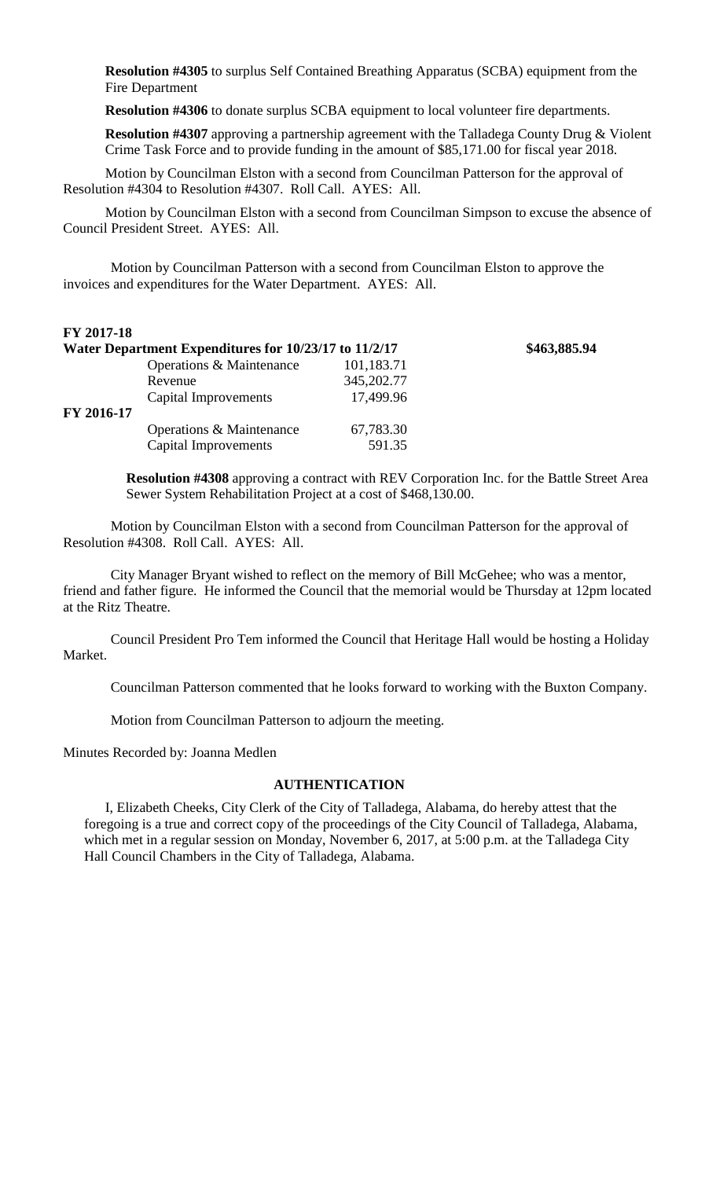**Resolution #4305** to surplus Self Contained Breathing Apparatus (SCBA) equipment from the Fire Department

**Resolution #4306** to donate surplus SCBA equipment to local volunteer fire departments.

**Resolution #4307** approving a partnership agreement with the Talladega County Drug & Violent Crime Task Force and to provide funding in the amount of $85,171.00 for fiscal year 2018.

Motion by Councilman Elston with a second from Councilman Patterson for the approval of Resolution #4304 to Resolution #4307. Roll Call. AYES: All.

Motion by Councilman Elston with a second from Councilman Simpson to excuse the absence of Council President Street. AYES: All.

Motion by Councilman Patterson with a second from Councilman Elston to approve the invoices and expenditures for the Water Department. AYES: All.

| | | | |
|---|---|---|---|
| **FY 2017-18** | | | |
| **Water Department Expenditures for 10/23/17 to 11/2/17** | | | **$463,885.94** |
| | Operations & Maintenance | 101,183.71 | |
| | Revenue | 345,202.77 | |
| | Capital Improvements | 17,499.96 | |
| **FY 2016-17** | | | |
| | Operations & Maintenance | 67,783.30 | |
| | Capital Improvements | 591.35 | |

**Resolution #4308** approving a contract with REV Corporation Inc. for the Battle Street Area Sewer System Rehabilitation Project at a cost of $468,130.00.

Motion by Councilman Elston with a second from Councilman Patterson for the approval of Resolution #4308. Roll Call. AYES: All.

City Manager Bryant wished to reflect on the memory of Bill McGehee; who was a mentor, friend and father figure. He informed the Council that the memorial would be Thursday at 12pm located at the Ritz Theatre.

Council President Pro Tem informed the Council that Heritage Hall would be hosting a Holiday Market.

Councilman Patterson commented that he looks forward to working with the Buxton Company.

Motion from Councilman Patterson to adjourn the meeting.

Minutes Recorded by: Joanna Medlen

**AUTHENTICATION**

I, Elizabeth Cheeks, City Clerk of the City of Talladega, Alabama, do hereby attest that the foregoing is a true and correct copy of the proceedings of the City Council of Talladega, Alabama, which met in a regular session on Monday, November 6, 2017, at 5:00 p.m. at the Talladega City Hall Council Chambers in the City of Talladega, Alabama.